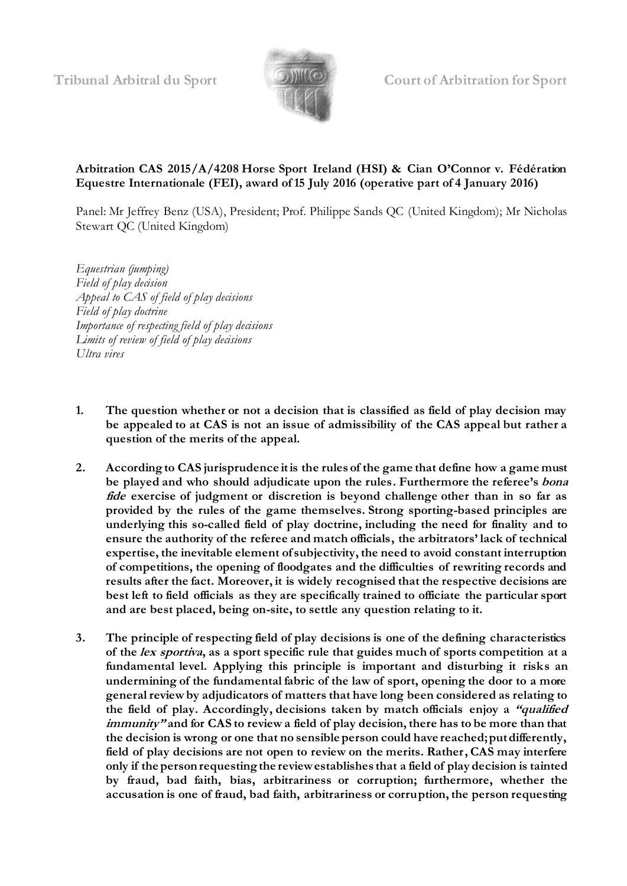Tribunal Arbitral du Sport — Court of Arbitration for Sport

**Arbitration CAS 2015/A/4208 Horse Sport Ireland (HSI) & Cian O'Connor v. Fédération Equestre Internationale (FEI), award of 15 July 2016 (operative part of 4 January 2016)**

Panel: Mr Jeffrey Benz (USA), President; Prof. Philippe Sands QC (United Kingdom); Mr Nicholas Stewart QC (United Kingdom)

*Equestrian (jumping)*
*Field of play decision*
*Appeal to CAS of field of play decisions*
*Field of play doctrine*
*Importance of respecting field of play decisions*
*Limits of review of field of play decisions*
*Ultra vires*

1. **The question whether or not a decision that is classified as field of play decision may be appealed to at CAS is not an issue of admissibility of the CAS appeal but rather a question of the merits of the appeal.**

2. **According to CAS jurisprudence it is the rules of the game that define how a game must be played and who should adjudicate upon the rules. Furthermore the referee's *bona fide* exercise of judgment or discretion is beyond challenge other than in so far as provided by the rules of the game themselves. Strong sporting-based principles are underlying this so-called field of play doctrine, including the need for finality and to ensure the authority of the referee and match officials, the arbitrators' lack of technical expertise, the inevitable element of subjectivity, the need to avoid constant interruption of competitions, the opening of floodgates and the difficulties of rewriting records and results after the fact. Moreover, it is widely recognised that the respective decisions are best left to field officials as they are specifically trained to officiate the particular sport and are best placed, being on-site, to settle any question relating to it.**

3. **The principle of respecting field of play decisions is one of the defining characteristics of the *lex sportiva*, as a sport specific rule that guides much of sports competition at a fundamental level. Applying this principle is important and disturbing it risks an undermining of the fundamental fabric of the law of sport, opening the door to a more general review by adjudicators of matters that have long been considered as relating to the field of play. Accordingly, decisions taken by match officials enjoy a *"qualified immunity"* and for CAS to review a field of play decision, there has to be more than that the decision is wrong or one that no sensible person could have reached; put differently, field of play decisions are not open to review on the merits. Rather, CAS may interfere only if the person requesting the review establishes that a field of play decision is tainted by fraud, bad faith, bias, arbitrariness or corruption; furthermore, whether the accusation is one of fraud, bad faith, arbitrariness or corruption, the person requesting**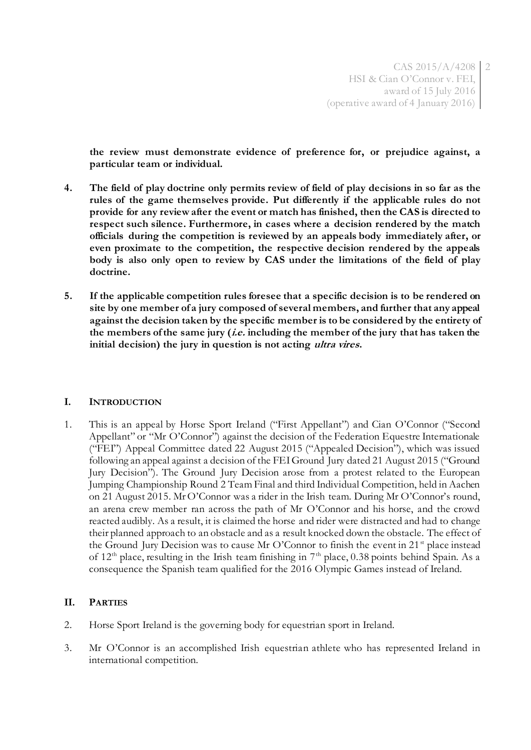**the review must demonstrate evidence of preference for, or prejudice against, a particular team or individual.**

4. **The field of play doctrine only permits review of field of play decisions in so far as the rules of the game themselves provide. Put differently if the applicable rules do not provide for any review after the event or match has finished, then the CAS is directed to respect such silence. Furthermore, in cases where a decision rendered by the match officials during the competition is reviewed by an appeals body immediately after, or even proximate to the competition, the respective decision rendered by the appeals body is also only open to review by CAS under the limitations of the field of play doctrine.**

5. **If the applicable competition rules foresee that a specific decision is to be rendered on site by one member of a jury composed of several members, and further that any appeal against the decision taken by the specific member is to be considered by the entirety of the members of the same jury (*i.e.* including the member of the jury that has taken the initial decision) the jury in question is not acting *ultra vires*.**

## I. INTRODUCTION

1. This is an appeal by Horse Sport Ireland ("First Appellant") and Cian O'Connor ("Second Appellant" or "Mr O'Connor") against the decision of the Federation Equestre Internationale ("FEI") Appeal Committee dated 22 August 2015 ("Appealed Decision"), which was issued following an appeal against a decision of the FEI Ground Jury dated 21 August 2015 ("Ground Jury Decision"). The Ground Jury Decision arose from a protest related to the European Jumping Championship Round 2 Team Final and third Individual Competition, held in Aachen on 21 August 2015. Mr O'Connor was a rider in the Irish team. During Mr O'Connor's round, an arena crew member ran across the path of Mr O'Connor and his horse, and the crowd reacted audibly. As a result, it is claimed the horse and rider were distracted and had to change their planned approach to an obstacle and as a result knocked down the obstacle. The effect of the Ground Jury Decision was to cause Mr O'Connor to finish the event in 21st place instead of 12th place, resulting in the Irish team finishing in 7th place, 0.38 points behind Spain. As a consequence the Spanish team qualified for the 2016 Olympic Games instead of Ireland.

## II. PARTIES

2. Horse Sport Ireland is the governing body for equestrian sport in Ireland.

3. Mr O'Connor is an accomplished Irish equestrian athlete who has represented Ireland in international competition.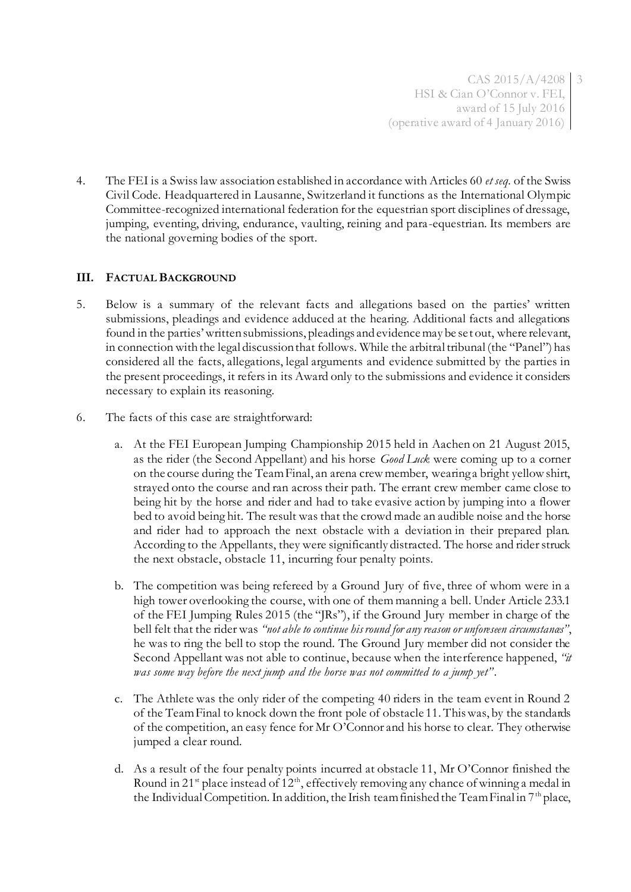4. The FEI is a Swiss law association established in accordance with Articles 60 *et seq.* of the Swiss Civil Code. Headquartered in Lausanne, Switzerland it functions as the International Olympic Committee-recognized international federation for the equestrian sport disciplines of dressage, jumping, eventing, driving, endurance, vaulting, reining and para-equestrian. Its members are the national governing bodies of the sport.

## III. FACTUAL BACKGROUND

5. Below is a summary of the relevant facts and allegations based on the parties' written submissions, pleadings and evidence adduced at the hearing. Additional facts and allegations found in the parties' written submissions, pleadings and evidence may be set out, where relevant, in connection with the legal discussion that follows. While the arbitral tribunal (the "Panel") has considered all the facts, allegations, legal arguments and evidence submitted by the parties in the present proceedings, it refers in its Award only to the submissions and evidence it considers necessary to explain its reasoning.

6. The facts of this case are straightforward:

   a. At the FEI European Jumping Championship 2015 held in Aachen on 21 August 2015, as the rider (the Second Appellant) and his horse *Good Luck* were coming up to a corner on the course during the Team Final, an arena crew member, wearing a bright yellow shirt, strayed onto the course and ran across their path. The errant crew member came close to being hit by the horse and rider and had to take evasive action by jumping into a flower bed to avoid being hit. The result was that the crowd made an audible noise and the horse and rider had to approach the next obstacle with a deviation in their prepared plan. According to the Appellants, they were significantly distracted. The horse and rider struck the next obstacle, obstacle 11, incurring four penalty points.

   b. The competition was being refereed by a Ground Jury of five, three of whom were in a high tower overlooking the course, with one of them manning a bell. Under Article 233.1 of the FEI Jumping Rules 2015 (the "JRs"), if the Ground Jury member in charge of the bell felt that the rider was *"not able to continue his round for any reason or unforeseen circumstances"*, he was to ring the bell to stop the round. The Ground Jury member did not consider the Second Appellant was not able to continue, because when the interference happened, *"it was some way before the next jump and the horse was not committed to a jump yet"*.

   c. The Athlete was the only rider of the competing 40 riders in the team event in Round 2 of the Team Final to knock down the front pole of obstacle 11. This was, by the standards of the competition, an easy fence for Mr O'Connor and his horse to clear. They otherwise jumped a clear round.

   d. As a result of the four penalty points incurred at obstacle 11, Mr O'Connor finished the Round in 21[st] place instead of 12[th], effectively removing any chance of winning a medal in the Individual Competition. In addition, the Irish team finished the Team Final in 7[th] place,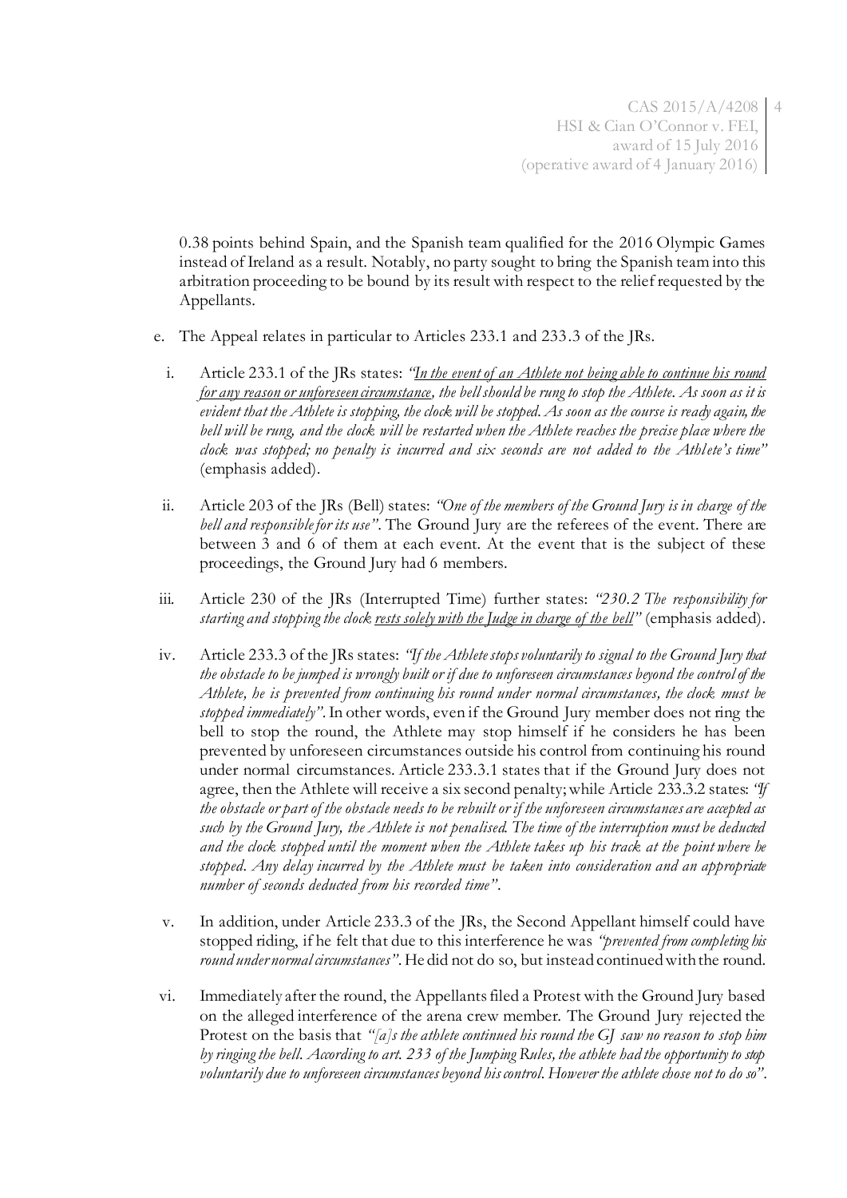0.38 points behind Spain, and the Spanish team qualified for the 2016 Olympic Games instead of Ireland as a result. Notably, no party sought to bring the Spanish team into this arbitration proceeding to be bound by its result with respect to the relief requested by the Appellants.

e. The Appeal relates in particular to Articles 233.1 and 233.3 of the JRs.

   i. Article 233.1 of the JRs states: *"In the event of an Athlete not being able to continue his round for any reason or unforeseen circumstance, the bell should be rung to stop the Athlete. As soon as it is evident that the Athlete is stopping, the clock will be stopped. As soon as the course is ready again, the bell will be rung, and the clock will be restarted when the Athlete reaches the precise place where the clock was stopped; no penalty is incurred and six seconds are not added to the Athlete's time"* (emphasis added).

   ii. Article 203 of the JRs (Bell) states: *"One of the members of the Ground Jury is in charge of the bell and responsible for its use"*. The Ground Jury are the referees of the event. There are between 3 and 6 of them at each event. At the event that is the subject of these proceedings, the Ground Jury had 6 members.

   iii. Article 230 of the JRs (Interrupted Time) further states: *"230.2 The responsibility for starting and stopping the clock rests solely with the Judge in charge of the bell"* (emphasis added).

   iv. Article 233.3 of the JRs states: *"If the Athlete stops voluntarily to signal to the Ground Jury that the obstacle to be jumped is wrongly built or if due to unforeseen circumstances beyond the control of the Athlete, he is prevented from continuing his round under normal circumstances, the clock must be stopped immediately"*. In other words, even if the Ground Jury member does not ring the bell to stop the round, the Athlete may stop himself if he considers he has been prevented by unforeseen circumstances outside his control from continuing his round under normal circumstances. Article 233.3.1 states that if the Ground Jury does not agree, then the Athlete will receive a six second penalty; while Article 233.3.2 states: *"If the obstacle or part of the obstacle needs to be rebuilt or if the unforeseen circumstances are accepted as such by the Ground Jury, the Athlete is not penalised. The time of the interruption must be deducted and the clock stopped until the moment when the Athlete takes up his track at the point where he stopped. Any delay incurred by the Athlete must be taken into consideration and an appropriate number of seconds deducted from his recorded time"*.

   v. In addition, under Article 233.3 of the JRs, the Second Appellant himself could have stopped riding, if he felt that due to this interference he was *"prevented from completing his round under normal circumstances"*. He did not do so, but instead continued with the round.

   vi. Immediately after the round, the Appellants filed a Protest with the Ground Jury based on the alleged interference of the arena crew member. The Ground Jury rejected the Protest on the basis that *"[a]s the athlete continued his round the GJ saw no reason to stop him by ringing the bell. According to art. 233 of the Jumping Rules, the athlete had the opportunity to stop voluntarily due to unforeseen circumstances beyond his control. However the athlete chose not to do so"*.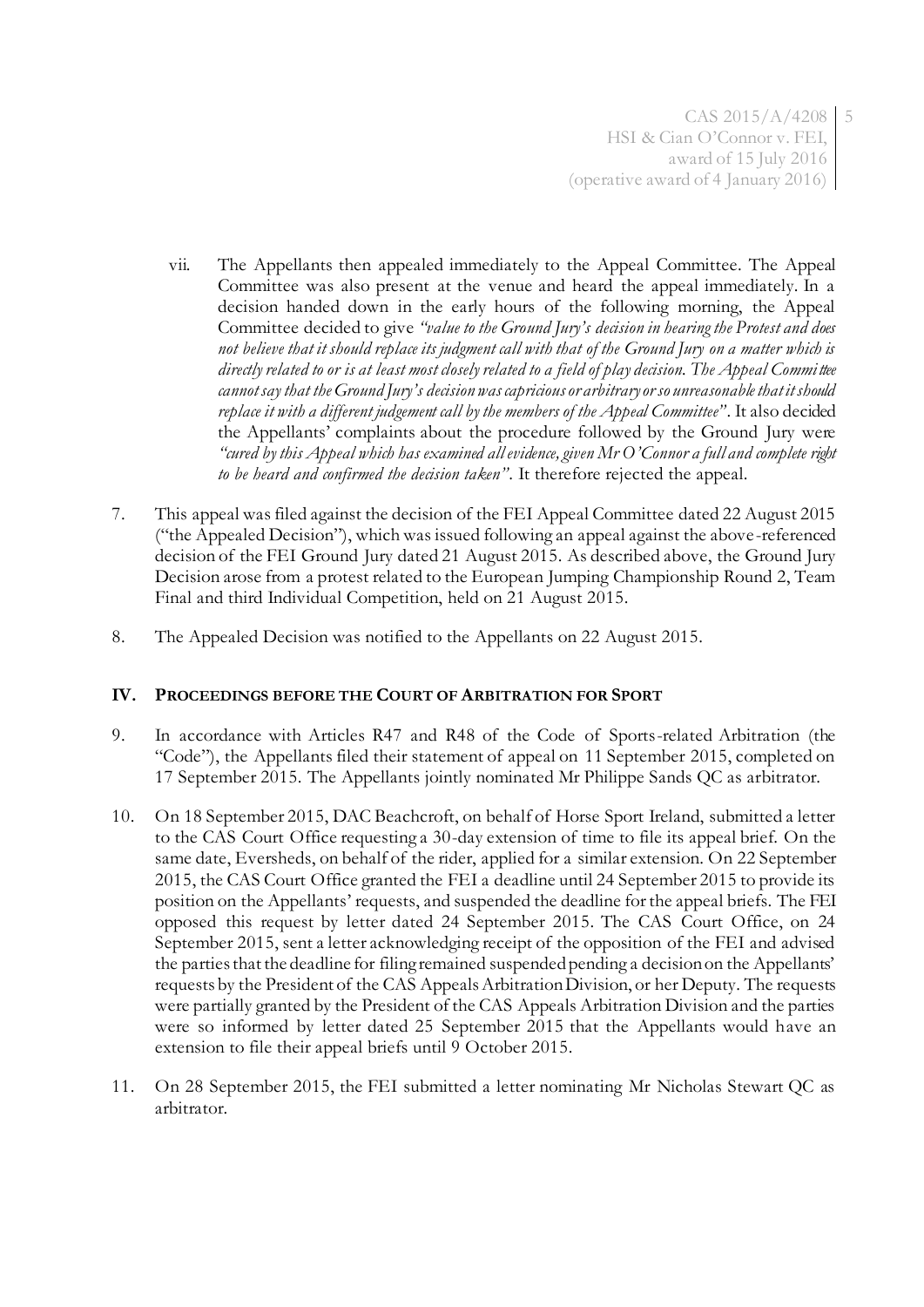vii. The Appellants then appealed immediately to the Appeal Committee. The Appeal Committee was also present at the venue and heard the appeal immediately. In a decision handed down in the early hours of the following morning, the Appeal Committee decided to give *"value to the Ground Jury's decision in hearing the Protest and does not believe that it should replace its judgment call with that of the Ground Jury on a matter which is directly related to or is at least most closely related to a field of play decision. The Appeal Committee cannot say that the Ground Jury's decision was capricious or arbitrary or so unreasonable that it should replace it with a different judgement call by the members of the Appeal Committee"*. It also decided the Appellants' complaints about the procedure followed by the Ground Jury were *"cured by this Appeal which has examined all evidence, given Mr O'Connor a full and complete right to be heard and confirmed the decision taken"*. It therefore rejected the appeal.

7. This appeal was filed against the decision of the FEI Appeal Committee dated 22 August 2015 ("the Appealed Decision"), which was issued following an appeal against the above-referenced decision of the FEI Ground Jury dated 21 August 2015. As described above, the Ground Jury Decision arose from a protest related to the European Jumping Championship Round 2, Team Final and third Individual Competition, held on 21 August 2015.

8. The Appealed Decision was notified to the Appellants on 22 August 2015.

## IV. PROCEEDINGS BEFORE THE COURT OF ARBITRATION FOR SPORT

9. In accordance with Articles R47 and R48 of the Code of Sports-related Arbitration (the "Code"), the Appellants filed their statement of appeal on 11 September 2015, completed on 17 September 2015. The Appellants jointly nominated Mr Philippe Sands QC as arbitrator.

10. On 18 September 2015, DAC Beachcroft, on behalf of Horse Sport Ireland, submitted a letter to the CAS Court Office requesting a 30-day extension of time to file its appeal brief. On the same date, Eversheds, on behalf of the rider, applied for a similar extension. On 22 September 2015, the CAS Court Office granted the FEI a deadline until 24 September 2015 to provide its position on the Appellants' requests, and suspended the deadline for the appeal briefs. The FEI opposed this request by letter dated 24 September 2015. The CAS Court Office, on 24 September 2015, sent a letter acknowledging receipt of the opposition of the FEI and advised the parties that the deadline for filing remained suspended pending a decision on the Appellants' requests by the President of the CAS Appeals Arbitration Division, or her Deputy. The requests were partially granted by the President of the CAS Appeals Arbitration Division and the parties were so informed by letter dated 25 September 2015 that the Appellants would have an extension to file their appeal briefs until 9 October 2015.

11. On 28 September 2015, the FEI submitted a letter nominating Mr Nicholas Stewart QC as arbitrator.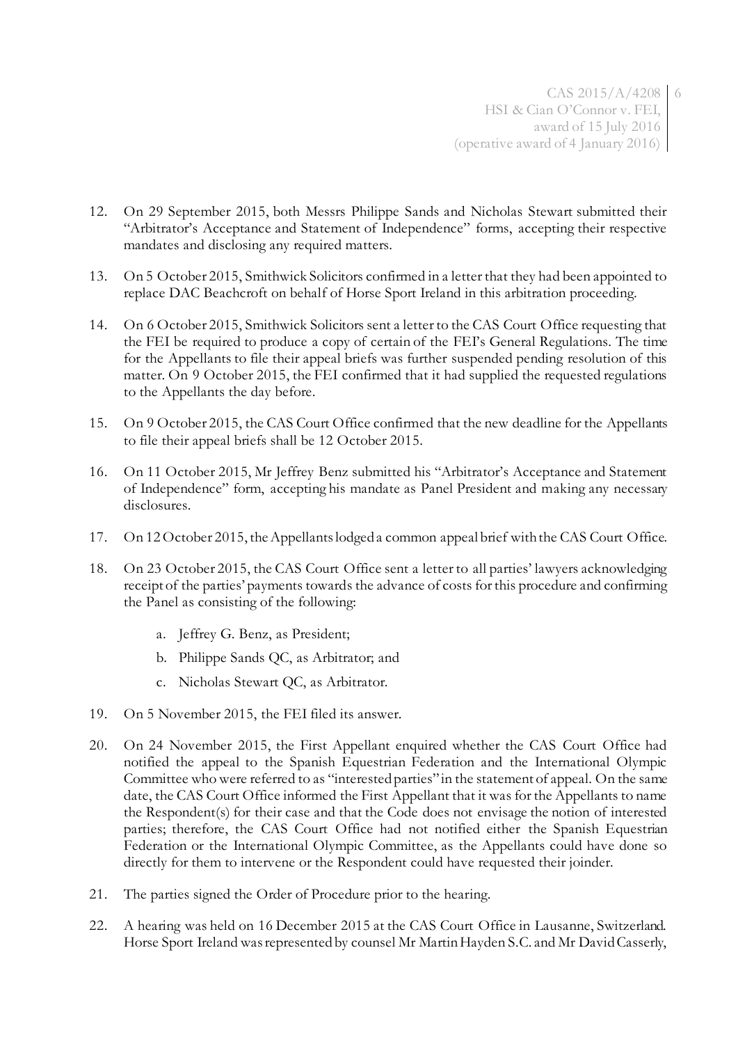12. On 29 September 2015, both Messrs Philippe Sands and Nicholas Stewart submitted their "Arbitrator's Acceptance and Statement of Independence" forms, accepting their respective mandates and disclosing any required matters.

13. On 5 October 2015, Smithwick Solicitors confirmed in a letter that they had been appointed to replace DAC Beachcroft on behalf of Horse Sport Ireland in this arbitration proceeding.

14. On 6 October 2015, Smithwick Solicitors sent a letter to the CAS Court Office requesting that the FEI be required to produce a copy of certain of the FEI's General Regulations. The time for the Appellants to file their appeal briefs was further suspended pending resolution of this matter. On 9 October 2015, the FEI confirmed that it had supplied the requested regulations to the Appellants the day before.

15. On 9 October 2015, the CAS Court Office confirmed that the new deadline for the Appellants to file their appeal briefs shall be 12 October 2015.

16. On 11 October 2015, Mr Jeffrey Benz submitted his "Arbitrator's Acceptance and Statement of Independence" form, accepting his mandate as Panel President and making any necessary disclosures.

17. On 12 October 2015, the Appellants lodged a common appeal brief with the CAS Court Office.

18. On 23 October 2015, the CAS Court Office sent a letter to all parties' lawyers acknowledging receipt of the parties' payments towards the advance of costs for this procedure and confirming the Panel as consisting of the following:

    a. Jeffrey G. Benz, as President;

    b. Philippe Sands QC, as Arbitrator; and

    c. Nicholas Stewart QC, as Arbitrator.

19. On 5 November 2015, the FEI filed its answer.

20. On 24 November 2015, the First Appellant enquired whether the CAS Court Office had notified the appeal to the Spanish Equestrian Federation and the International Olympic Committee who were referred to as "interested parties" in the statement of appeal. On the same date, the CAS Court Office informed the First Appellant that it was for the Appellants to name the Respondent(s) for their case and that the Code does not envisage the notion of interested parties; therefore, the CAS Court Office had not notified either the Spanish Equestrian Federation or the International Olympic Committee, as the Appellants could have done so directly for them to intervene or the Respondent could have requested their joinder.

21. The parties signed the Order of Procedure prior to the hearing.

22. A hearing was held on 16 December 2015 at the CAS Court Office in Lausanne, Switzerland. Horse Sport Ireland was represented by counsel Mr Martin Hayden S.C. and Mr David Casserly,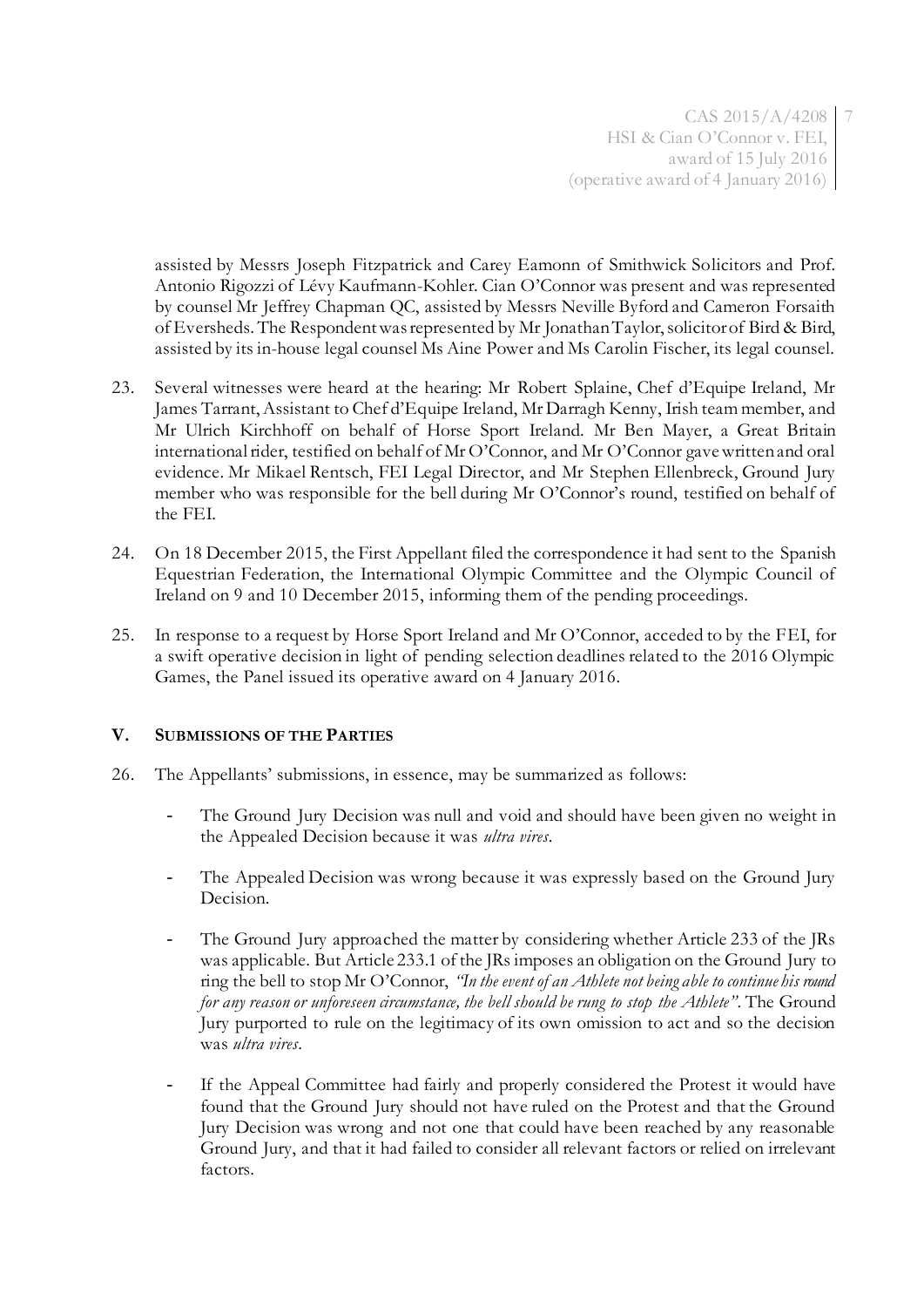assisted by Messrs Joseph Fitzpatrick and Carey Eamonn of Smithwick Solicitors and Prof. Antonio Rigozzi of Lévy Kaufmann-Kohler. Cian O'Connor was present and was represented by counsel Mr Jeffrey Chapman QC, assisted by Messrs Neville Byford and Cameron Forsaith of Eversheds. The Respondent was represented by Mr Jonathan Taylor, solicitor of Bird & Bird, assisted by its in-house legal counsel Ms Aine Power and Ms Carolin Fischer, its legal counsel.

23. Several witnesses were heard at the hearing: Mr Robert Splaine, Chef d'Equipe Ireland, Mr James Tarrant, Assistant to Chef d'Equipe Ireland, Mr Darragh Kenny, Irish team member, and Mr Ulrich Kirchhoff on behalf of Horse Sport Ireland. Mr Ben Mayer, a Great Britain international rider, testified on behalf of Mr O'Connor, and Mr O'Connor gave written and oral evidence. Mr Mikael Rentsch, FEI Legal Director, and Mr Stephen Ellenbreck, Ground Jury member who was responsible for the bell during Mr O'Connor's round, testified on behalf of the FEI.

24. On 18 December 2015, the First Appellant filed the correspondence it had sent to the Spanish Equestrian Federation, the International Olympic Committee and the Olympic Council of Ireland on 9 and 10 December 2015, informing them of the pending proceedings.

25. In response to a request by Horse Sport Ireland and Mr O'Connor, acceded to by the FEI, for a swift operative decision in light of pending selection deadlines related to the 2016 Olympic Games, the Panel issued its operative award on 4 January 2016.

## V. SUBMISSIONS OF THE PARTIES

26. The Appellants' submissions, in essence, may be summarized as follows:

   - The Ground Jury Decision was null and void and should have been given no weight in the Appealed Decision because it was *ultra vires*.

   - The Appealed Decision was wrong because it was expressly based on the Ground Jury Decision.

   - The Ground Jury approached the matter by considering whether Article 233 of the JRs was applicable. But Article 233.1 of the JRs imposes an obligation on the Ground Jury to ring the bell to stop Mr O'Connor, *"In the event of an Athlete not being able to continue his round for any reason or unforeseen circumstance, the bell should be rung to stop the Athlete"*. The Ground Jury purported to rule on the legitimacy of its own omission to act and so the decision was *ultra vires*.

   - If the Appeal Committee had fairly and properly considered the Protest it would have found that the Ground Jury should not have ruled on the Protest and that the Ground Jury Decision was wrong and not one that could have been reached by any reasonable Ground Jury, and that it had failed to consider all relevant factors or relied on irrelevant factors.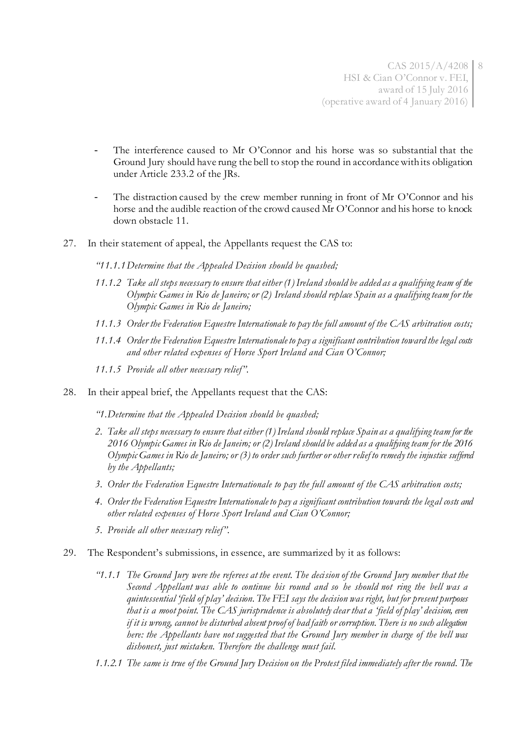- The interference caused to Mr O'Connor and his horse was so substantial that the Ground Jury should have rung the bell to stop the round in accordance with its obligation under Article 233.2 of the JRs.

- The distraction caused by the crew member running in front of Mr O'Connor and his horse and the audible reaction of the crowd caused Mr O'Connor and his horse to knock down obstacle 11.

27. In their statement of appeal, the Appellants request the CAS to:

    *"11.1.1 Determine that the Appealed Decision should be quashed;*

    *11.1.2 Take all steps necessary to ensure that either (1) Ireland should be added as a qualifying team of the Olympic Games in Rio de Janeiro; or (2) Ireland should replace Spain as a qualifying team for the Olympic Games in Rio de Janeiro;*

    *11.1.3 Order the Federation Equestre Internationale to pay the full amount of the CAS arbitration costs;*

    *11.1.4 Order the Federation Equestre Internationale to pay a significant contribution toward the legal costs and other related expenses of Horse Sport Ireland and Cian O'Connor;*

    *11.1.5 Provide all other necessary relief".*

28. In their appeal brief, the Appellants request that the CAS:

    *"1. Determine that the Appealed Decision should be quashed;*

    *2. Take all steps necessary to ensure that either (1) Ireland should replace Spain as a qualifying team for the 2016 Olympic Games in Rio de Janeiro; or (2) Ireland should be added as a qualifying team for the 2016 Olympic Games in Rio de Janeiro; or (3) to order such further or other relief to remedy the injustice suffered by the Appellants;*

    *3. Order the Federation Equestre Internationale to pay the full amount of the CAS arbitration costs;*

    *4. Order the Federation Equestre Internationale to pay a significant contribution towards the legal costs and other related expenses of Horse Sport Ireland and Cian O'Connor;*

    *5. Provide all other necessary relief".*

29. The Respondent's submissions, in essence, are summarized by it as follows:

    *"1.1.1 The Ground Jury were the referees at the event. The decision of the Ground Jury member that the Second Appellant was able to continue his round and so he should not ring the bell was a quintessential 'field of play' decision. The FEI says the decision was right, but for present purposes that is a moot point. The CAS jurisprudence is absolutely clear that a 'field of play' decision, even if it is wrong, cannot be disturbed absent proof of bad faith or corruption. There is no such allegation here: the Appellants have not suggested that the Ground Jury member in charge of the bell was dishonest, just mistaken. Therefore the challenge must fail.*

    *1.1.2.1 The same is true of the Ground Jury Decision on the Protest filed immediately after the round. The*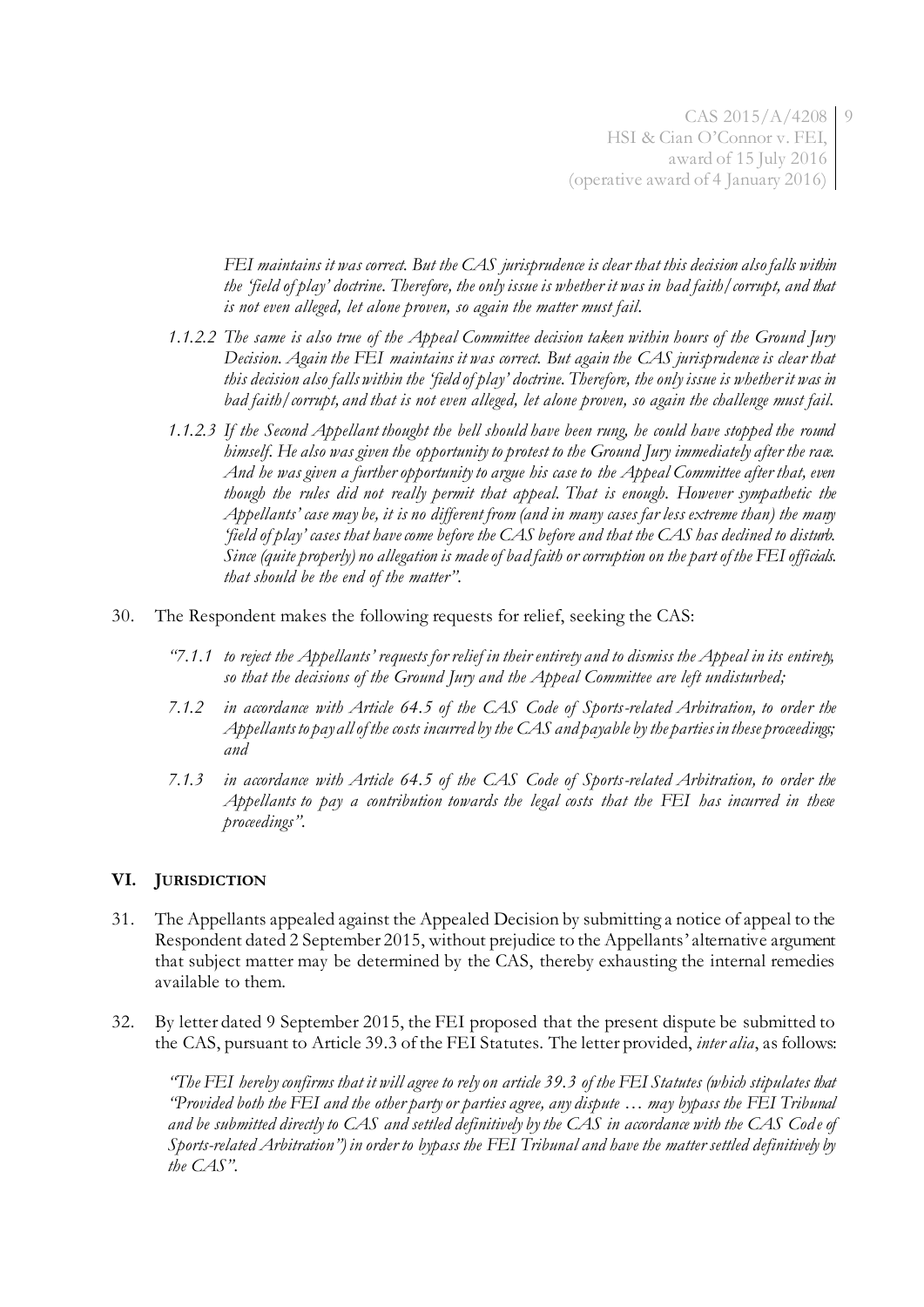*FEI maintains it was correct. But the CAS jurisprudence is clear that this decision also falls within the 'field of play' doctrine. Therefore, the only issue is whether it was in bad faith/corrupt, and that is not even alleged, let alone proven, so again the matter must fail.*

*1.1.2.2 The same is also true of the Appeal Committee decision taken within hours of the Ground Jury Decision. Again the FEI maintains it was correct. But again the CAS jurisprudence is clear that this decision also falls within the 'field of play' doctrine. Therefore, the only issue is whether it was in bad faith/corrupt, and that is not even alleged, let alone proven, so again the challenge must fail.*

*1.1.2.3 If the Second Appellant thought the bell should have been rung, he could have stopped the round himself. He also was given the opportunity to protest to the Ground Jury immediately after the race. And he was given a further opportunity to argue his case to the Appeal Committee after that, even though the rules did not really permit that appeal. That is enough. However sympathetic the Appellants' case may be, it is no different from (and in many cases far less extreme than) the many 'field of play' cases that have come before the CAS before and that the CAS has declined to disturb. Since (quite properly) no allegation is made of bad faith or corruption on the part of the FEI officials. that should be the end of the matter".*

30. The Respondent makes the following requests for relief, seeking the CAS:

*"7.1.1 to reject the Appellants' requests for relief in their entirety and to dismiss the Appeal in its entirety, so that the decisions of the Ground Jury and the Appeal Committee are left undisturbed;*

*7.1.2 in accordance with Article 64.5 of the CAS Code of Sports-related Arbitration, to order the Appellants to pay all of the costs incurred by the CAS and payable by the parties in these proceedings; and*

*7.1.3 in accordance with Article 64.5 of the CAS Code of Sports-related Arbitration, to order the Appellants to pay a contribution towards the legal costs that the FEI has incurred in these proceedings".*

## VI. JURISDICTION

31. The Appellants appealed against the Appealed Decision by submitting a notice of appeal to the Respondent dated 2 September 2015, without prejudice to the Appellants' alternative argument that subject matter may be determined by the CAS, thereby exhausting the internal remedies available to them.

32. By letter dated 9 September 2015, the FEI proposed that the present dispute be submitted to the CAS, pursuant to Article 39.3 of the FEI Statutes. The letter provided, *inter alia*, as follows:

*"The FEI hereby confirms that it will agree to rely on article 39.3 of the FEI Statutes (which stipulates that "Provided both the FEI and the other party or parties agree, any dispute … may bypass the FEI Tribunal and be submitted directly to CAS and settled definitively by the CAS in accordance with the CAS Code of Sports-related Arbitration") in order to bypass the FEI Tribunal and have the matter settled definitively by the CAS".*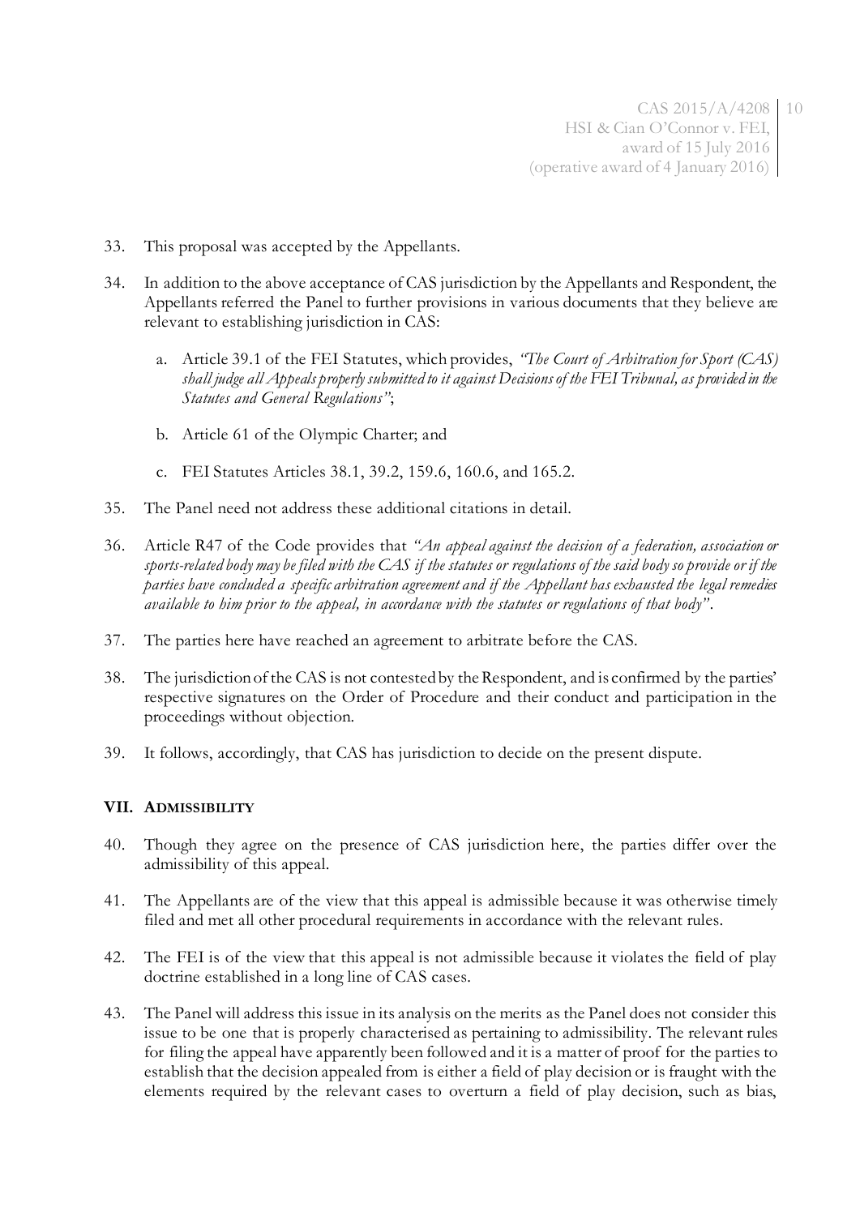33. This proposal was accepted by the Appellants.

34. In addition to the above acceptance of CAS jurisdiction by the Appellants and Respondent, the Appellants referred the Panel to further provisions in various documents that they believe are relevant to establishing jurisdiction in CAS:

    a. Article 39.1 of the FEI Statutes, which provides, *"The Court of Arbitration for Sport (CAS) shall judge all Appeals properly submitted to it against Decisions of the FEI Tribunal, as provided in the Statutes and General Regulations"*;

    b. Article 61 of the Olympic Charter; and

    c. FEI Statutes Articles 38.1, 39.2, 159.6, 160.6, and 165.2.

35. The Panel need not address these additional citations in detail.

36. Article R47 of the Code provides that *"An appeal against the decision of a federation, association or sports-related body may be filed with the CAS if the statutes or regulations of the said body so provide or if the parties have concluded a specific arbitration agreement and if the Appellant has exhausted the legal remedies available to him prior to the appeal, in accordance with the statutes or regulations of that body"*.

37. The parties here have reached an agreement to arbitrate before the CAS.

38. The jurisdiction of the CAS is not contested by the Respondent, and is confirmed by the parties' respective signatures on the Order of Procedure and their conduct and participation in the proceedings without objection.

39. It follows, accordingly, that CAS has jurisdiction to decide on the present dispute.

## VII. ADMISSIBILITY

40. Though they agree on the presence of CAS jurisdiction here, the parties differ over the admissibility of this appeal.

41. The Appellants are of the view that this appeal is admissible because it was otherwise timely filed and met all other procedural requirements in accordance with the relevant rules.

42. The FEI is of the view that this appeal is not admissible because it violates the field of play doctrine established in a long line of CAS cases.

43. The Panel will address this issue in its analysis on the merits as the Panel does not consider this issue to be one that is properly characterised as pertaining to admissibility. The relevant rules for filing the appeal have apparently been followed and it is a matter of proof for the parties to establish that the decision appealed from is either a field of play decision or is fraught with the elements required by the relevant cases to overturn a field of play decision, such as bias,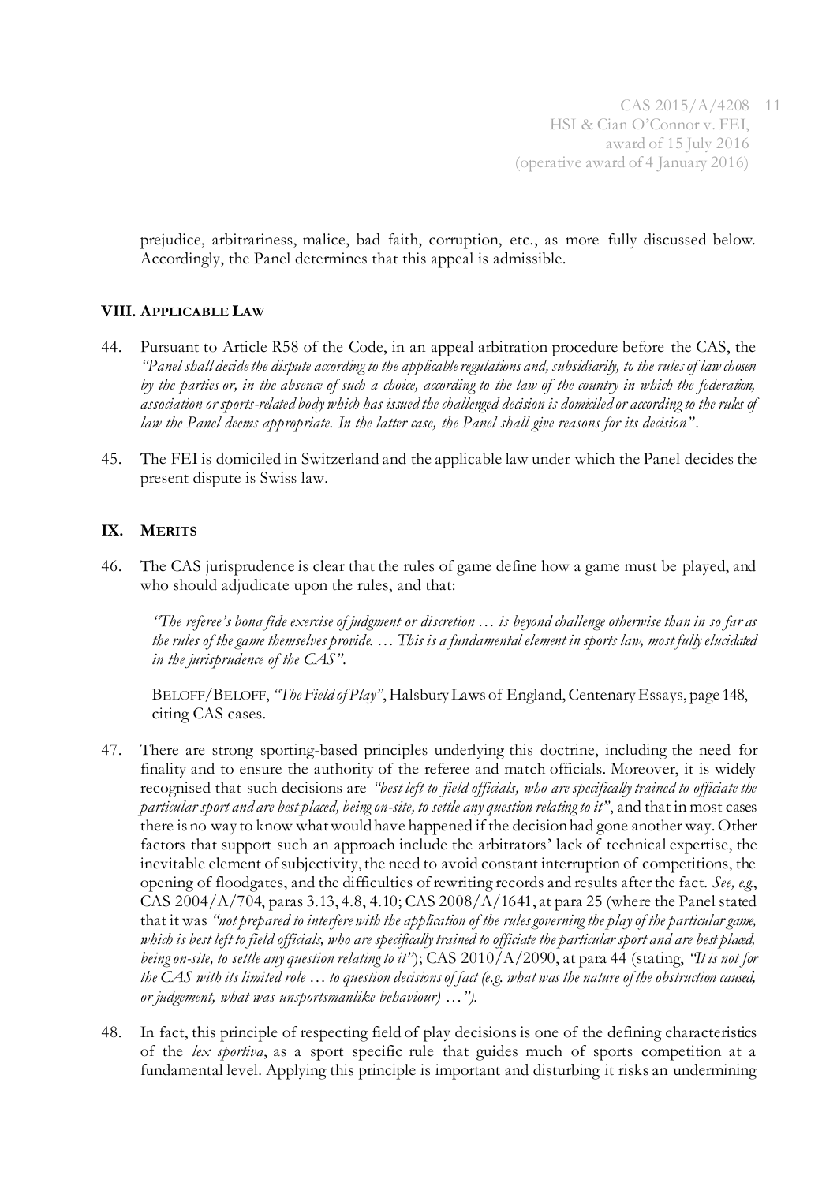prejudice, arbitrariness, malice, bad faith, corruption, etc., as more fully discussed below. Accordingly, the Panel determines that this appeal is admissible.

## VIII. APPLICABLE LAW

44. Pursuant to Article R58 of the Code, in an appeal arbitration procedure before the CAS, the *"Panel shall decide the dispute according to the applicable regulations and, subsidiarily, to the rules of law chosen by the parties or, in the absence of such a choice, according to the law of the country in which the federation, association or sports-related body which has issued the challenged decision is domiciled or according to the rules of law the Panel deems appropriate. In the latter case, the Panel shall give reasons for its decision"*.

45. The FEI is domiciled in Switzerland and the applicable law under which the Panel decides the present dispute is Swiss law.

## IX. MERITS

46. The CAS jurisprudence is clear that the rules of game define how a game must be played, and who should adjudicate upon the rules, and that:

    *"The referee's bona fide exercise of judgment or discretion … is beyond challenge otherwise than in so far as the rules of the game themselves provide. … This is a fundamental element in sports law, most fully elucidated in the jurisprudence of the CAS"*.

    BELOFF/BELOFF, *"The Field of Play"*, Halsbury Laws of England, Centenary Essays, page 148, citing CAS cases.

47. There are strong sporting-based principles underlying this doctrine, including the need for finality and to ensure the authority of the referee and match officials. Moreover, it is widely recognised that such decisions are *"best left to field officials, who are specifically trained to officiate the particular sport and are best placed, being on-site, to settle any question relating to it"*, and that in most cases there is no way to know what would have happened if the decision had gone another way. Other factors that support such an approach include the arbitrators' lack of technical expertise, the inevitable element of subjectivity, the need to avoid constant interruption of competitions, the opening of floodgates, and the difficulties of rewriting records and results after the fact. *See, e.g.*, CAS 2004/A/704, paras 3.13, 4.8, 4.10; CAS 2008/A/1641, at para 25 (where the Panel stated that it was *"not prepared to interfere with the application of the rules governing the play of the particular game, which is best left to field officials, who are specifically trained to officiate the particular sport and are best placed, being on-site, to settle any question relating to it"*); CAS 2010/A/2090, at para 44 (stating, *"It is not for the CAS with its limited role … to question decisions of fact (e.g. what was the nature of the obstruction caused, or judgement, what was unsportsmanlike behaviour) …")*.

48. In fact, this principle of respecting field of play decisions is one of the defining characteristics of the *lex sportiva*, as a sport specific rule that guides much of sports competition at a fundamental level. Applying this principle is important and disturbing it risks an undermining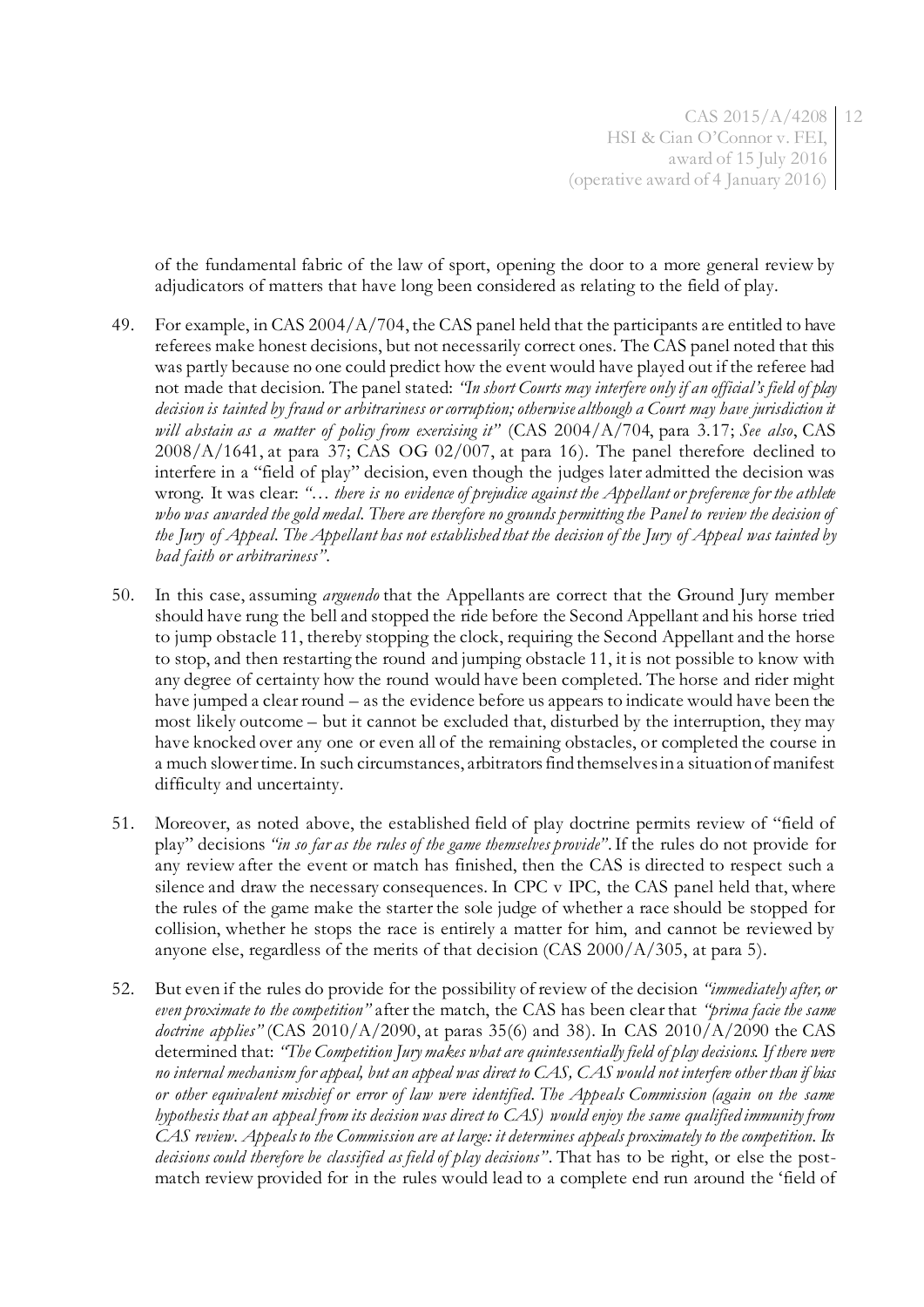of the fundamental fabric of the law of sport, opening the door to a more general review by adjudicators of matters that have long been considered as relating to the field of play.

49. For example, in CAS 2004/A/704, the CAS panel held that the participants are entitled to have referees make honest decisions, but not necessarily correct ones. The CAS panel noted that this was partly because no one could predict how the event would have played out if the referee had not made that decision. The panel stated: *"In short Courts may interfere only if an official's field of play decision is tainted by fraud or arbitrariness or corruption; otherwise although a Court may have jurisdiction it will abstain as a matter of policy from exercising it"* (CAS 2004/A/704, para 3.17; *See also*, CAS 2008/A/1641, at para 37; CAS OG 02/007, at para 16). The panel therefore declined to interfere in a "field of play" decision, even though the judges later admitted the decision was wrong. It was clear: *"… there is no evidence of prejudice against the Appellant or preference for the athlete who was awarded the gold medal. There are therefore no grounds permitting the Panel to review the decision of the Jury of Appeal. The Appellant has not established that the decision of the Jury of Appeal was tainted by bad faith or arbitrariness"*.

50. In this case, assuming *arguendo* that the Appellants are correct that the Ground Jury member should have rung the bell and stopped the ride before the Second Appellant and his horse tried to jump obstacle 11, thereby stopping the clock, requiring the Second Appellant and the horse to stop, and then restarting the round and jumping obstacle 11, it is not possible to know with any degree of certainty how the round would have been completed. The horse and rider might have jumped a clear round – as the evidence before us appears to indicate would have been the most likely outcome – but it cannot be excluded that, disturbed by the interruption, they may have knocked over any one or even all of the remaining obstacles, or completed the course in a much slower time. In such circumstances, arbitrators find themselves in a situation of manifest difficulty and uncertainty.

51. Moreover, as noted above, the established field of play doctrine permits review of "field of play" decisions *"in so far as the rules of the game themselves provide"*. If the rules do not provide for any review after the event or match has finished, then the CAS is directed to respect such a silence and draw the necessary consequences. In CPC v IPC, the CAS panel held that, where the rules of the game make the starter the sole judge of whether a race should be stopped for collision, whether he stops the race is entirely a matter for him, and cannot be reviewed by anyone else, regardless of the merits of that decision (CAS 2000/A/305, at para 5).

52. But even if the rules do provide for the possibility of review of the decision *"immediately after, or even proximate to the competition"* after the match, the CAS has been clear that *"prima facie the same doctrine applies"* (CAS 2010/A/2090, at paras 35(6) and 38). In CAS 2010/A/2090 the CAS determined that: *"The Competition Jury makes what are quintessentially field of play decisions. If there were no internal mechanism for appeal, but an appeal was direct to CAS, CAS would not interfere other than if bias or other equivalent mischief or error of law were identified. The Appeals Commission (again on the same hypothesis that an appeal from its decision was direct to CAS) would enjoy the same qualified immunity from CAS review. Appeals to the Commission are at large: it determines appeals proximately to the competition. Its decisions could therefore be classified as field of play decisions"*. That has to be right, or else the post-match review provided for in the rules would lead to a complete end run around the 'field of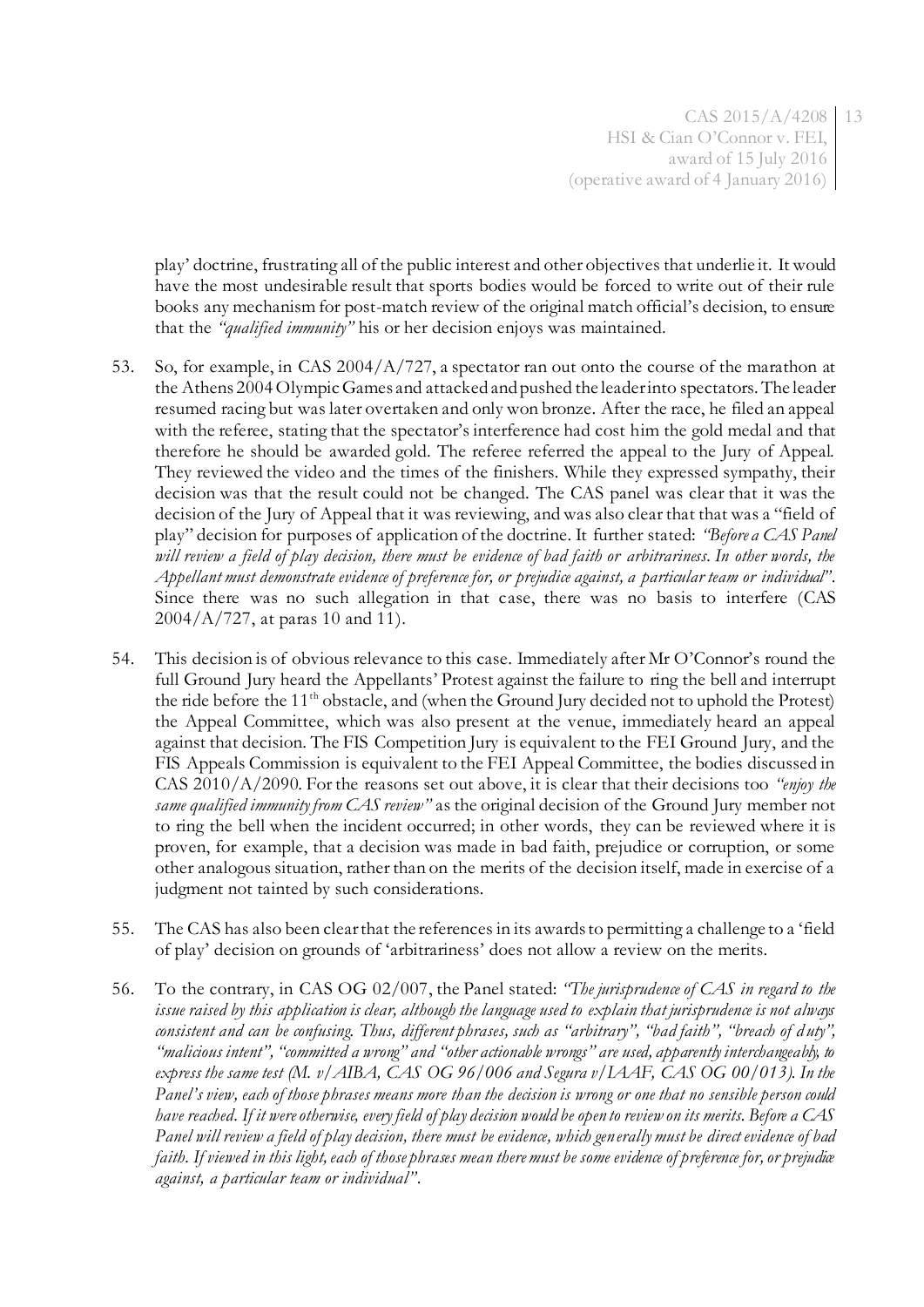play' doctrine, frustrating all of the public interest and other objectives that underlie it. It would have the most undesirable result that sports bodies would be forced to write out of their rule books any mechanism for post-match review of the original match official's decision, to ensure that the *"qualified immunity"* his or her decision enjoys was maintained.

53. So, for example, in CAS 2004/A/727, a spectator ran out onto the course of the marathon at the Athens 2004 Olympic Games and attacked and pushed the leader into spectators. The leader resumed racing but was later overtaken and only won bronze. After the race, he filed an appeal with the referee, stating that the spectator's interference had cost him the gold medal and that therefore he should be awarded gold. The referee referred the appeal to the Jury of Appeal. They reviewed the video and the times of the finishers. While they expressed sympathy, their decision was that the result could not be changed. The CAS panel was clear that it was the decision of the Jury of Appeal that it was reviewing, and was also clear that that was a "field of play" decision for purposes of application of the doctrine. It further stated: *"Before a CAS Panel will review a field of play decision, there must be evidence of bad faith or arbitrariness. In other words, the Appellant must demonstrate evidence of preference for, or prejudice against, a particular team or individual"*. Since there was no such allegation in that case, there was no basis to interfere (CAS 2004/A/727, at paras 10 and 11).

54. This decision is of obvious relevance to this case. Immediately after Mr O'Connor's round the full Ground Jury heard the Appellants' Protest against the failure to ring the bell and interrupt the ride before the 11[th] obstacle, and (when the Ground Jury decided not to uphold the Protest) the Appeal Committee, which was also present at the venue, immediately heard an appeal against that decision. The FIS Competition Jury is equivalent to the FEI Ground Jury, and the FIS Appeals Commission is equivalent to the FEI Appeal Committee, the bodies discussed in CAS 2010/A/2090. For the reasons set out above, it is clear that their decisions too *"enjoy the same qualified immunity from CAS review"* as the original decision of the Ground Jury member not to ring the bell when the incident occurred; in other words, they can be reviewed where it is proven, for example, that a decision was made in bad faith, prejudice or corruption, or some other analogous situation, rather than on the merits of the decision itself, made in exercise of a judgment not tainted by such considerations.

55. The CAS has also been clear that the references in its awards to permitting a challenge to a 'field of play' decision on grounds of 'arbitrariness' does not allow a review on the merits.

56. To the contrary, in CAS OG 02/007, the Panel stated: *"The jurisprudence of CAS in regard to the issue raised by this application is clear, although the language used to explain that jurisprudence is not always consistent and can be confusing. Thus, different phrases, such as "arbitrary", "bad faith", "breach of duty", "malicious intent", "committed a wrong" and "other actionable wrongs" are used, apparently interchangeably, to express the same test (M. v/AIBA, CAS OG 96/006 and Segura v/IAAF, CAS OG 00/013). In the Panel's view, each of those phrases means more than the decision is wrong or one that no sensible person could have reached. If it were otherwise, every field of play decision would be open to review on its merits. Before a CAS Panel will review a field of play decision, there must be evidence, which generally must be direct evidence of bad faith. If viewed in this light, each of those phrases mean there must be some evidence of preference for, or prejudice against, a particular team or individual"*.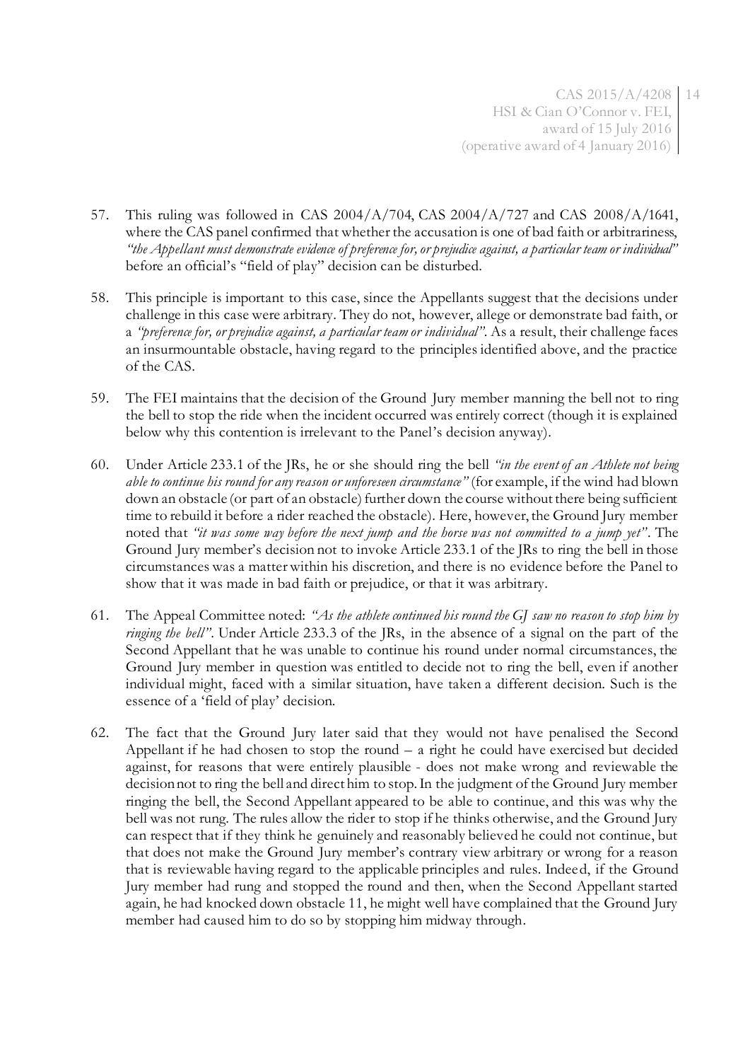57. This ruling was followed in CAS 2004/A/704, CAS 2004/A/727 and CAS 2008/A/1641, where the CAS panel confirmed that whether the accusation is one of bad faith or arbitrariness, *"the Appellant must demonstrate evidence of preference for, or prejudice against, a particular team or individual"* before an official's "field of play" decision can be disturbed.

58. This principle is important to this case, since the Appellants suggest that the decisions under challenge in this case were arbitrary. They do not, however, allege or demonstrate bad faith, or a *"preference for, or prejudice against, a particular team or individual"*. As a result, their challenge faces an insurmountable obstacle, having regard to the principles identified above, and the practice of the CAS.

59. The FEI maintains that the decision of the Ground Jury member manning the bell not to ring the bell to stop the ride when the incident occurred was entirely correct (though it is explained below why this contention is irrelevant to the Panel's decision anyway).

60. Under Article 233.1 of the JRs, he or she should ring the bell *"in the event of an Athlete not being able to continue his round for any reason or unforeseen circumstance"* (for example, if the wind had blown down an obstacle (or part of an obstacle) further down the course without there being sufficient time to rebuild it before a rider reached the obstacle). Here, however, the Ground Jury member noted that *"it was some way before the next jump and the horse was not committed to a jump yet"*. The Ground Jury member's decision not to invoke Article 233.1 of the JRs to ring the bell in those circumstances was a matter within his discretion, and there is no evidence before the Panel to show that it was made in bad faith or prejudice, or that it was arbitrary.

61. The Appeal Committee noted: *"As the athlete continued his round the GJ saw no reason to stop him by ringing the bell"*. Under Article 233.3 of the JRs, in the absence of a signal on the part of the Second Appellant that he was unable to continue his round under normal circumstances, the Ground Jury member in question was entitled to decide not to ring the bell, even if another individual might, faced with a similar situation, have taken a different decision. Such is the essence of a 'field of play' decision.

62. The fact that the Ground Jury later said that they would not have penalised the Second Appellant if he had chosen to stop the round – a right he could have exercised but decided against, for reasons that were entirely plausible - does not make wrong and reviewable the decision not to ring the bell and direct him to stop. In the judgment of the Ground Jury member ringing the bell, the Second Appellant appeared to be able to continue, and this was why the bell was not rung. The rules allow the rider to stop if he thinks otherwise, and the Ground Jury can respect that if they think he genuinely and reasonably believed he could not continue, but that does not make the Ground Jury member's contrary view arbitrary or wrong for a reason that is reviewable having regard to the applicable principles and rules. Indeed, if the Ground Jury member had rung and stopped the round and then, when the Second Appellant started again, he had knocked down obstacle 11, he might well have complained that the Ground Jury member had caused him to do so by stopping him midway through.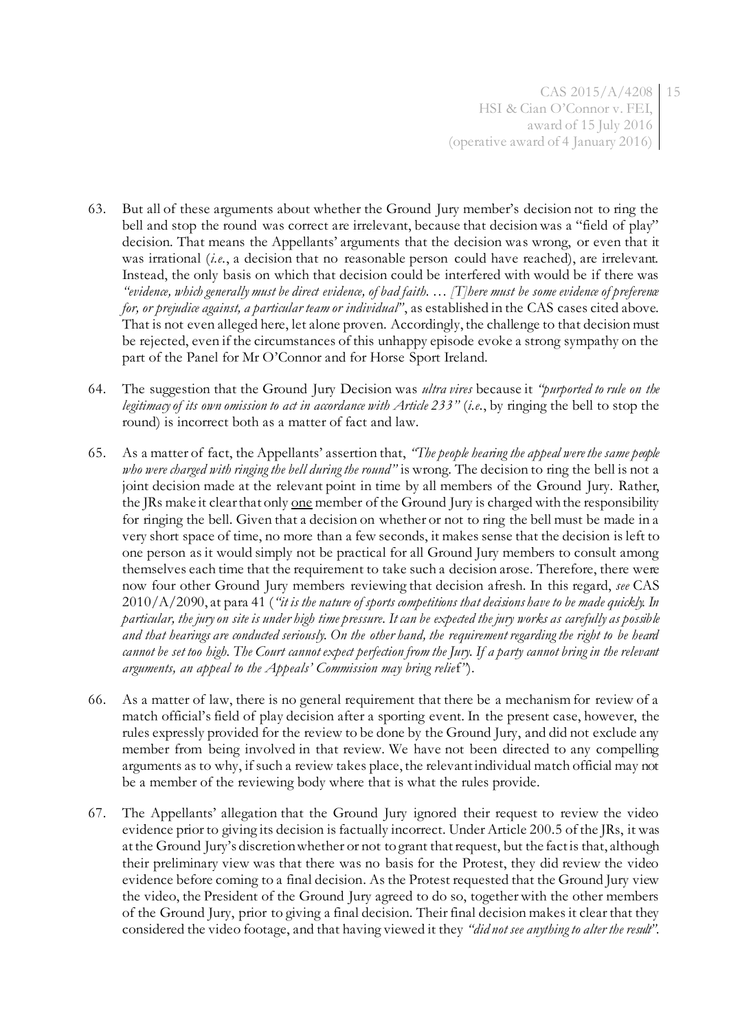63. But all of these arguments about whether the Ground Jury member's decision not to ring the bell and stop the round was correct are irrelevant, because that decision was a "field of play" decision. That means the Appellants' arguments that the decision was wrong, or even that it was irrational (*i.e.*, a decision that no reasonable person could have reached), are irrelevant. Instead, the only basis on which that decision could be interfered with would be if there was *"evidence, which generally must be direct evidence, of bad faith. … [T]here must be some evidence of preference for, or prejudice against, a particular team or individual"*, as established in the CAS cases cited above. That is not even alleged here, let alone proven. Accordingly, the challenge to that decision must be rejected, even if the circumstances of this unhappy episode evoke a strong sympathy on the part of the Panel for Mr O'Connor and for Horse Sport Ireland.

64. The suggestion that the Ground Jury Decision was *ultra vires* because it *"purported to rule on the legitimacy of its own omission to act in accordance with Article 233"* (*i.e.*, by ringing the bell to stop the round) is incorrect both as a matter of fact and law.

65. As a matter of fact, the Appellants' assertion that, *"The people hearing the appeal were the same people who were charged with ringing the bell during the round"* is wrong. The decision to ring the bell is not a joint decision made at the relevant point in time by all members of the Ground Jury. Rather, the JRs make it clear that only <u>one</u> member of the Ground Jury is charged with the responsibility for ringing the bell. Given that a decision on whether or not to ring the bell must be made in a very short space of time, no more than a few seconds, it makes sense that the decision is left to one person as it would simply not be practical for all Ground Jury members to consult among themselves each time that the requirement to take such a decision arose. Therefore, there were now four other Ground Jury members reviewing that decision afresh. In this regard, *see* CAS 2010/A/2090, at para 41 (*"it is the nature of sports competitions that decisions have to be made quickly. In particular, the jury on site is under high time pressure. It can be expected the jury works as carefully as possible and that hearings are conducted seriously. On the other hand, the requirement regarding the right to be heard cannot be set too high. The Court cannot expect perfection from the Jury. If a party cannot bring in the relevant arguments, an appeal to the Appeals' Commission may bring relief"*).

66. As a matter of law, there is no general requirement that there be a mechanism for review of a match official's field of play decision after a sporting event. In the present case, however, the rules expressly provided for the review to be done by the Ground Jury, and did not exclude any member from being involved in that review. We have not been directed to any compelling arguments as to why, if such a review takes place, the relevant individual match official may not be a member of the reviewing body where that is what the rules provide.

67. The Appellants' allegation that the Ground Jury ignored their request to review the video evidence prior to giving its decision is factually incorrect. Under Article 200.5 of the JRs, it was at the Ground Jury's discretion whether or not to grant that request, but the fact is that, although their preliminary view was that there was no basis for the Protest, they did review the video evidence before coming to a final decision. As the Protest requested that the Ground Jury view the video, the President of the Ground Jury agreed to do so, together with the other members of the Ground Jury, prior to giving a final decision. Their final decision makes it clear that they considered the video footage, and that having viewed it they *"did not see anything to alter the result"*.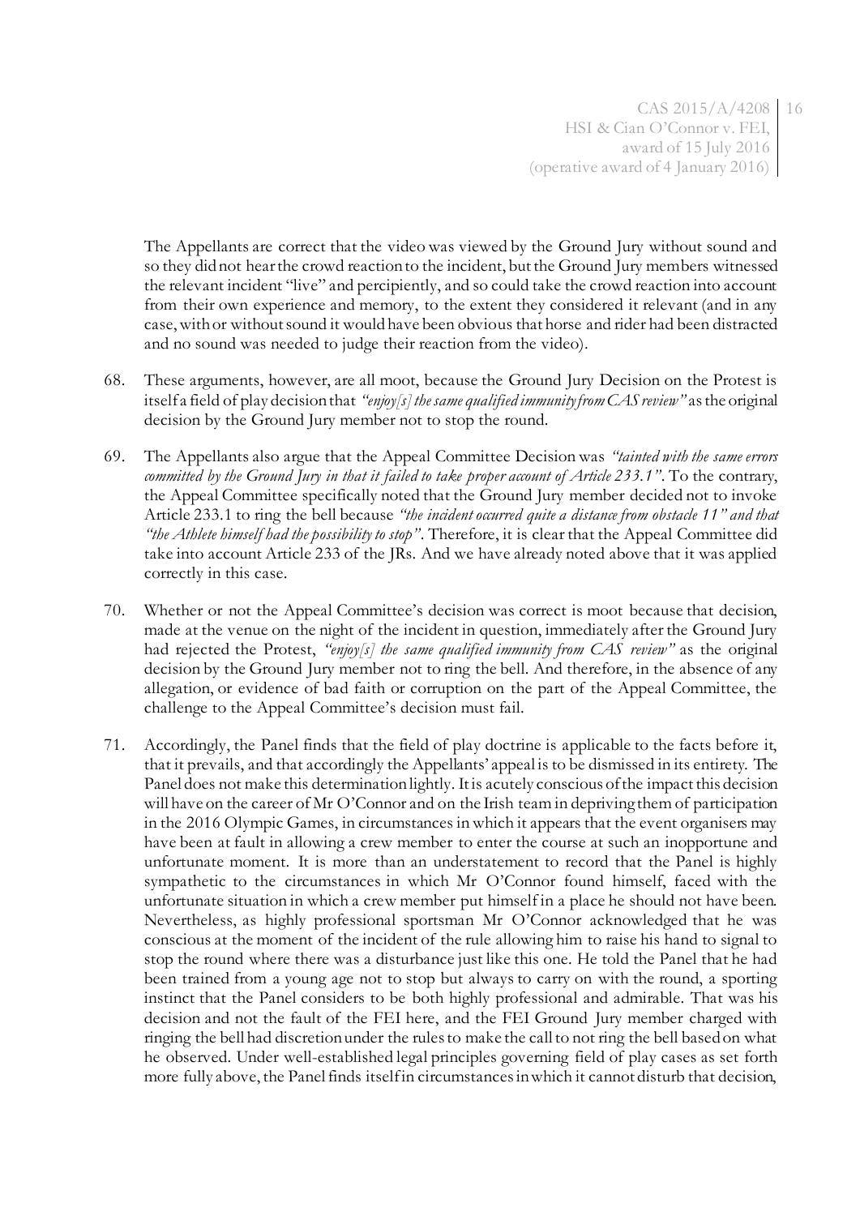The Appellants are correct that the video was viewed by the Ground Jury without sound and so they did not hear the crowd reaction to the incident, but the Ground Jury members witnessed the relevant incident "live" and percipiently, and so could take the crowd reaction into account from their own experience and memory, to the extent they considered it relevant (and in any case, with or without sound it would have been obvious that horse and rider had been distracted and no sound was needed to judge their reaction from the video).

68. These arguments, however, are all moot, because the Ground Jury Decision on the Protest is itself a field of play decision that *"enjoy[s] the same qualified immunity from CAS review"* as the original decision by the Ground Jury member not to stop the round.

69. The Appellants also argue that the Appeal Committee Decision was *"tainted with the same errors committed by the Ground Jury in that it failed to take proper account of Article 233.1"*. To the contrary, the Appeal Committee specifically noted that the Ground Jury member decided not to invoke Article 233.1 to ring the bell because *"the incident occurred quite a distance from obstacle 11" and that "the Athlete himself had the possibility to stop"*. Therefore, it is clear that the Appeal Committee did take into account Article 233 of the JRs. And we have already noted above that it was applied correctly in this case.

70. Whether or not the Appeal Committee's decision was correct is moot because that decision, made at the venue on the night of the incident in question, immediately after the Ground Jury had rejected the Protest, *"enjoy[s] the same qualified immunity from CAS review"* as the original decision by the Ground Jury member not to ring the bell. And therefore, in the absence of any allegation, or evidence of bad faith or corruption on the part of the Appeal Committee, the challenge to the Appeal Committee's decision must fail.

71. Accordingly, the Panel finds that the field of play doctrine is applicable to the facts before it, that it prevails, and that accordingly the Appellants' appeal is to be dismissed in its entirety. The Panel does not make this determination lightly. It is acutely conscious of the impact this decision will have on the career of Mr O'Connor and on the Irish team in depriving them of participation in the 2016 Olympic Games, in circumstances in which it appears that the event organisers may have been at fault in allowing a crew member to enter the course at such an inopportune and unfortunate moment. It is more than an understatement to record that the Panel is highly sympathetic to the circumstances in which Mr O'Connor found himself, faced with the unfortunate situation in which a crew member put himself in a place he should not have been. Nevertheless, as highly professional sportsman Mr O'Connor acknowledged that he was conscious at the moment of the incident of the rule allowing him to raise his hand to signal to stop the round where there was a disturbance just like this one. He told the Panel that he had been trained from a young age not to stop but always to carry on with the round, a sporting instinct that the Panel considers to be both highly professional and admirable. That was his decision and not the fault of the FEI here, and the FEI Ground Jury member charged with ringing the bell had discretion under the rules to make the call to not ring the bell based on what he observed. Under well-established legal principles governing field of play cases as set forth more fully above, the Panel finds itself in circumstances in which it cannot disturb that decision,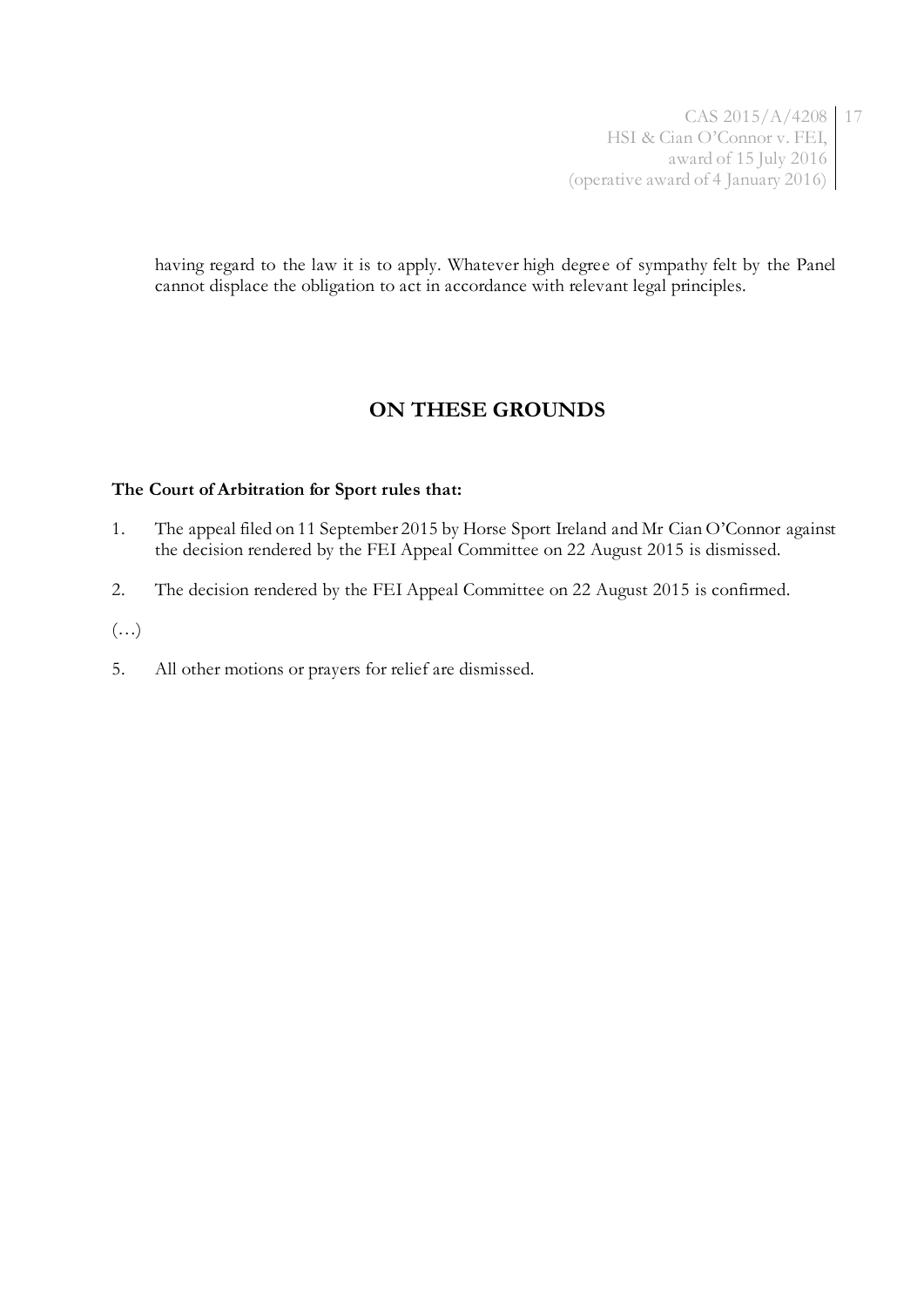having regard to the law it is to apply. Whatever high degree of sympathy felt by the Panel cannot displace the obligation to act in accordance with relevant legal principles.

## ON THESE GROUNDS

**The Court of Arbitration for Sport rules that:**

1. The appeal filed on 11 September 2015 by Horse Sport Ireland and Mr Cian O'Connor against the decision rendered by the FEI Appeal Committee on 22 August 2015 is dismissed.

2. The decision rendered by the FEI Appeal Committee on 22 August 2015 is confirmed.

(…)

5. All other motions or prayers for relief are dismissed.